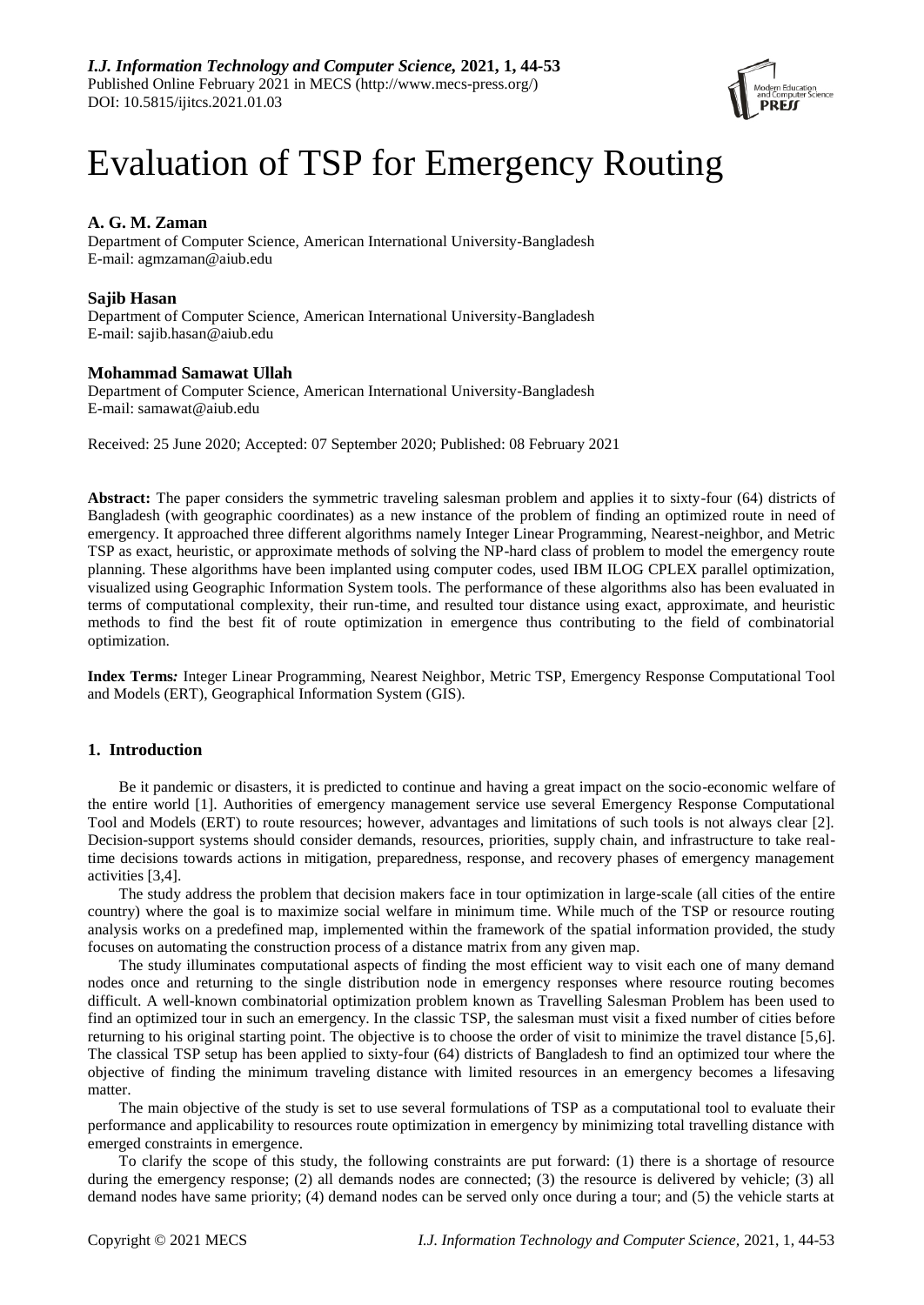# Evaluation of TSP for Emergency Routing

**A. G. M. Zaman**
Department of Computer Science, American International University-Bangladesh
E-mail: agmzaman@aiub.edu

**Sajib Hasan**
Department of Computer Science, American International University-Bangladesh
E-mail: sajib.hasan@aiub.edu

**Mohammad Samawat Ullah**
Department of Computer Science, American International University-Bangladesh
E-mail: samawat@aiub.edu

Received: 25 June 2020; Accepted: 07 September 2020; Published: 08 February 2021

**Abstract:** The paper considers the symmetric traveling salesman problem and applies it to sixty-four (64) districts of Bangladesh (with geographic coordinates) as a new instance of the problem of finding an optimized route in need of emergency. It approached three different algorithms namely Integer Linear Programming, Nearest-neighbor, and Metric TSP as exact, heuristic, or approximate methods of solving the NP-hard class of problem to model the emergency route planning. These algorithms have been implanted using computer codes, used IBM ILOG CPLEX parallel optimization, visualized using Geographic Information System tools. The performance of these algorithms also has been evaluated in terms of computational complexity, their run-time, and resulted tour distance using exact, approximate, and heuristic methods to find the best fit of route optimization in emergence thus contributing to the field of combinatorial optimization.

**Index Terms***:* Integer Linear Programming, Nearest Neighbor, Metric TSP, Emergency Response Computational Tool and Models (ERT), Geographical Information System (GIS).

## 1. Introduction

Be it pandemic or disasters, it is predicted to continue and having a great impact on the socio-economic welfare of the entire world [1]. Authorities of emergency management service use several Emergency Response Computational Tool and Models (ERT) to route resources; however, advantages and limitations of such tools is not always clear [2]. Decision-support systems should consider demands, resources, priorities, supply chain, and infrastructure to take real-time decisions towards actions in mitigation, preparedness, response, and recovery phases of emergency management activities [3,4].

The study address the problem that decision makers face in tour optimization in large-scale (all cities of the entire country) where the goal is to maximize social welfare in minimum time. While much of the TSP or resource routing analysis works on a predefined map, implemented within the framework of the spatial information provided, the study focuses on automating the construction process of a distance matrix from any given map.

The study illuminates computational aspects of finding the most efficient way to visit each one of many demand nodes once and returning to the single distribution node in emergency responses where resource routing becomes difficult. A well-known combinatorial optimization problem known as Travelling Salesman Problem has been used to find an optimized tour in such an emergency. In the classic TSP, the salesman must visit a fixed number of cities before returning to his original starting point. The objective is to choose the order of visit to minimize the travel distance [5,6]. The classical TSP setup has been applied to sixty-four (64) districts of Bangladesh to find an optimized tour where the objective of finding the minimum traveling distance with limited resources in an emergency becomes a lifesaving matter.

The main objective of the study is set to use several formulations of TSP as a computational tool to evaluate their performance and applicability to resources route optimization in emergency by minimizing total travelling distance with emerged constraints in emergence.

To clarify the scope of this study, the following constraints are put forward: (1) there is a shortage of resource during the emergency response; (2) all demands nodes are connected; (3) the resource is delivered by vehicle; (3) all demand nodes have same priority; (4) demand nodes can be served only once during a tour; and (5) the vehicle starts at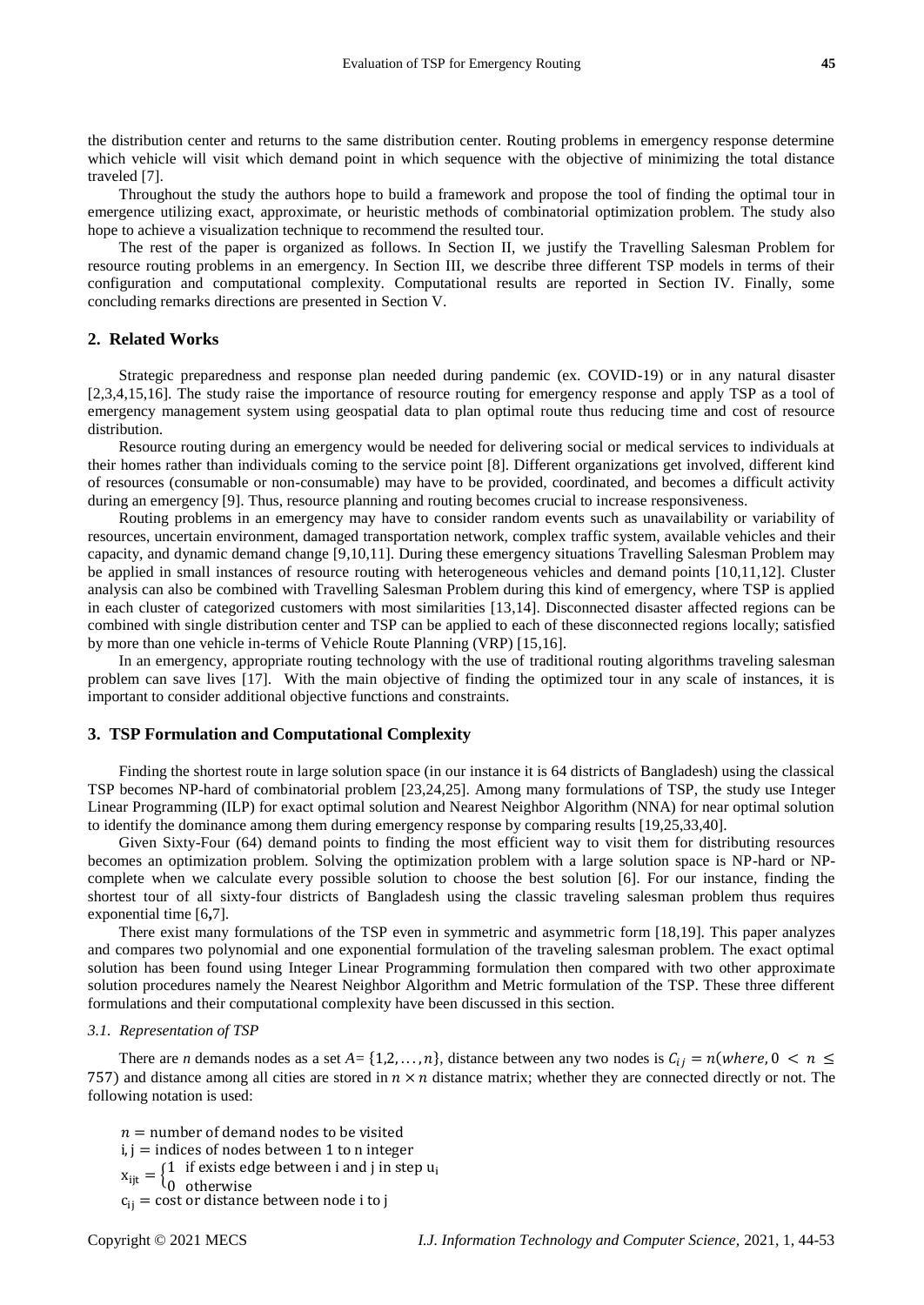the distribution center and returns to the same distribution center. Routing problems in emergency response determine which vehicle will visit which demand point in which sequence with the objective of minimizing the total distance traveled [7].

Throughout the study the authors hope to build a framework and propose the tool of finding the optimal tour in emergence utilizing exact, approximate, or heuristic methods of combinatorial optimization problem. The study also hope to achieve a visualization technique to recommend the resulted tour.

The rest of the paper is organized as follows. In Section II, we justify the Travelling Salesman Problem for resource routing problems in an emergency. In Section III, we describe three different TSP models in terms of their configuration and computational complexity. Computational results are reported in Section IV. Finally, some concluding remarks directions are presented in Section V.

## 2. Related Works

Strategic preparedness and response plan needed during pandemic (ex. COVID-19) or in any natural disaster [2,3,4,15,16]. The study raise the importance of resource routing for emergency response and apply TSP as a tool of emergency management system using geospatial data to plan optimal route thus reducing time and cost of resource distribution.

Resource routing during an emergency would be needed for delivering social or medical services to individuals at their homes rather than individuals coming to the service point [8]. Different organizations get involved, different kind of resources (consumable or non-consumable) may have to be provided, coordinated, and becomes a difficult activity during an emergency [9]. Thus, resource planning and routing becomes crucial to increase responsiveness.

Routing problems in an emergency may have to consider random events such as unavailability or variability of resources, uncertain environment, damaged transportation network, complex traffic system, available vehicles and their capacity, and dynamic demand change [9,10,11]. During these emergency situations Travelling Salesman Problem may be applied in small instances of resource routing with heterogeneous vehicles and demand points [10,11,12]. Cluster analysis can also be combined with Travelling Salesman Problem during this kind of emergency, where TSP is applied in each cluster of categorized customers with most similarities [13,14]. Disconnected disaster affected regions can be combined with single distribution center and TSP can be applied to each of these disconnected regions locally; satisfied by more than one vehicle in-terms of Vehicle Route Planning (VRP) [15,16].

In an emergency, appropriate routing technology with the use of traditional routing algorithms traveling salesman problem can save lives [17]. With the main objective of finding the optimized tour in any scale of instances, it is important to consider additional objective functions and constraints.

## 3. TSP Formulation and Computational Complexity

Finding the shortest route in large solution space (in our instance it is 64 districts of Bangladesh) using the classical TSP becomes NP-hard of combinatorial problem [23,24,25]. Among many formulations of TSP, the study use Integer Linear Programming (ILP) for exact optimal solution and Nearest Neighbor Algorithm (NNA) for near optimal solution to identify the dominance among them during emergency response by comparing results [19,25,33,40].

Given Sixty-Four (64) demand points to finding the most efficient way to visit them for distributing resources becomes an optimization problem. Solving the optimization problem with a large solution space is NP-hard or NP-complete when we calculate every possible solution to choose the best solution [6]. For our instance, finding the shortest tour of all sixty-four districts of Bangladesh using the classic traveling salesman problem thus requires exponential time [6,7].

There exist many formulations of the TSP even in symmetric and asymmetric form [18,19]. This paper analyzes and compares two polynomial and one exponential formulation of the traveling salesman problem. The exact optimal solution has been found using Integer Linear Programming formulation then compared with two other approximate solution procedures namely the Nearest Neighbor Algorithm and Metric formulation of the TSP. These three different formulations and their computational complexity have been discussed in this section.

### 3.1. Representation of TSP

There are *n* demands nodes as a set $A = \{1,2,\ldots,n\}$, distance between any two nodes is $C_{ij} = n(where, 0 < n \leq 757)$ and distance among all cities are stored in $n \times n$ distance matrix; whether they are connected directly or not. The following notation is used:

$n$ = number of demand nodes to be visited
$\mathrm{i}, \mathrm{j}$ = indices of nodes between 1 to n integer
$x_{ijt} = \begin{cases} 1 & \text{if exists edge between i and j in step } u_i \\ 0 & \text{otherwise} \end{cases}$
$c_{ij}$ = cost or distance between node i to j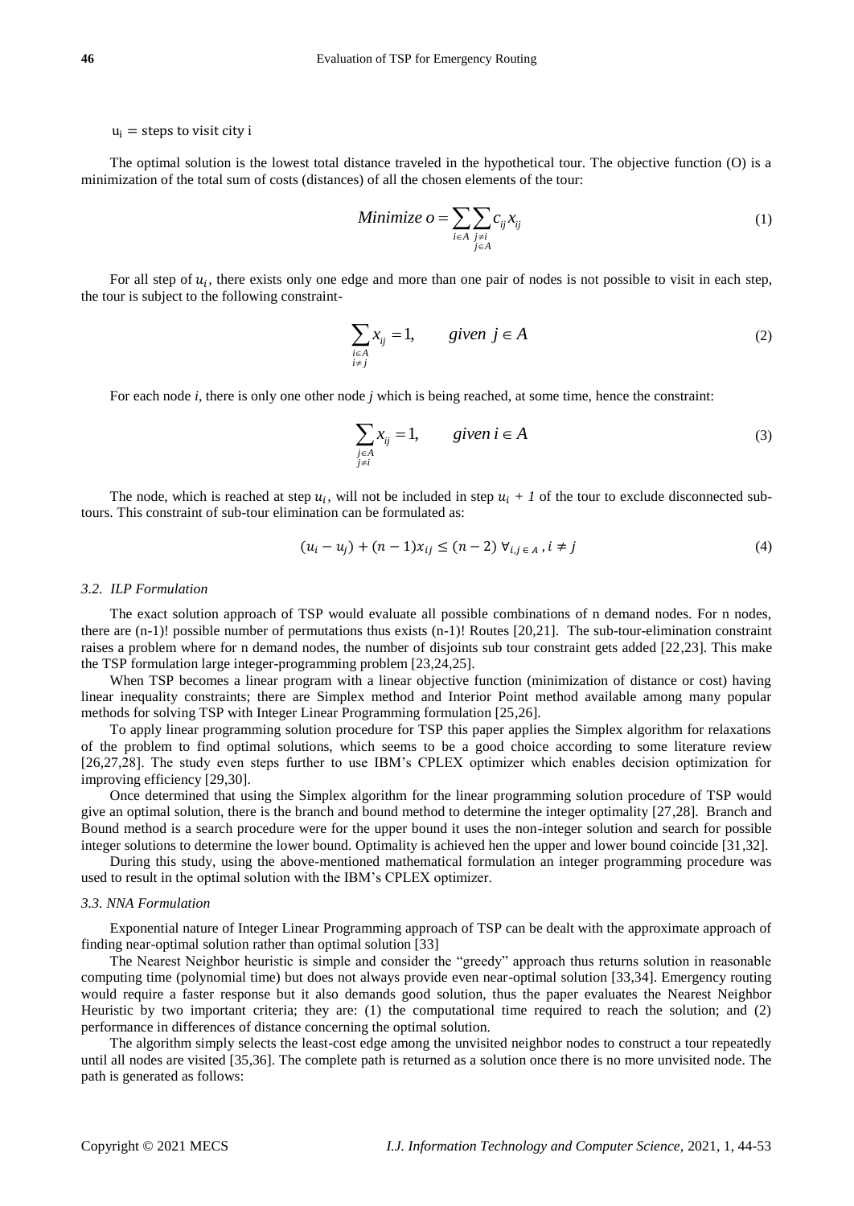$u_i$ = steps to visit city i

The optimal solution is the lowest total distance traveled in the hypothetical tour. The objective function (O) is a minimization of the total sum of costs (distances) of all the chosen elements of the tour:

$$Minimize\ o = \sum_{i \in A} \sum_{\substack{j \neq i \\ j \in A}} c_{ij} x_{ij} \tag{1}$$

For all step of $u_i$, there exists only one edge and more than one pair of nodes is not possible to visit in each step, the tour is subject to the following constraint-

$$\sum_{\substack{i \in A \\ i \neq j}} x_{ij} = 1, \qquad given\ j \in A \tag{2}$$

For each node *i*, there is only one other node *j* which is being reached, at some time, hence the constraint:

$$\sum_{\substack{j \in A \\ j \neq i}} x_{ij} = 1, \qquad given\ i \in A \tag{3}$$

The node, which is reached at step $u_i$, will not be included in step $u_i + 1$ of the tour to exclude disconnected sub-tours. This constraint of sub-tour elimination can be formulated as:

$$(u_i - u_j) + (n-1)x_{ij} \leq (n-2)\ \forall_{i,j \in A}, i \neq j \tag{4}$$

### *3.2. ILP Formulation*

The exact solution approach of TSP would evaluate all possible combinations of n demand nodes. For n nodes, there are (n-1)! possible number of permutations thus exists (n-1)! Routes [20,21]. The sub-tour-elimination constraint raises a problem where for n demand nodes, the number of disjoints sub tour constraint gets added [22,23]. This make the TSP formulation large integer-programming problem [23,24,25].

When TSP becomes a linear program with a linear objective function (minimization of distance or cost) having linear inequality constraints; there are Simplex method and Interior Point method available among many popular methods for solving TSP with Integer Linear Programming formulation [25,26].

To apply linear programming solution procedure for TSP this paper applies the Simplex algorithm for relaxations of the problem to find optimal solutions, which seems to be a good choice according to some literature review [26,27,28]. The study even steps further to use IBM's CPLEX optimizer which enables decision optimization for improving efficiency [29,30].

Once determined that using the Simplex algorithm for the linear programming solution procedure of TSP would give an optimal solution, there is the branch and bound method to determine the integer optimality [27,28]. Branch and Bound method is a search procedure were for the upper bound it uses the non-integer solution and search for possible integer solutions to determine the lower bound. Optimality is achieved hen the upper and lower bound coincide [31,32].

During this study, using the above-mentioned mathematical formulation an integer programming procedure was used to result in the optimal solution with the IBM's CPLEX optimizer.

### *3.3. NNA Formulation*

Exponential nature of Integer Linear Programming approach of TSP can be dealt with the approximate approach of finding near-optimal solution rather than optimal solution [33]

The Nearest Neighbor heuristic is simple and consider the "greedy" approach thus returns solution in reasonable computing time (polynomial time) but does not always provide even near-optimal solution [33,34]. Emergency routing would require a faster response but it also demands good solution, thus the paper evaluates the Nearest Neighbor Heuristic by two important criteria; they are: (1) the computational time required to reach the solution; and (2) performance in differences of distance concerning the optimal solution.

The algorithm simply selects the least-cost edge among the unvisited neighbor nodes to construct a tour repeatedly until all nodes are visited [35,36]. The complete path is returned as a solution once there is no more unvisited node. The path is generated as follows: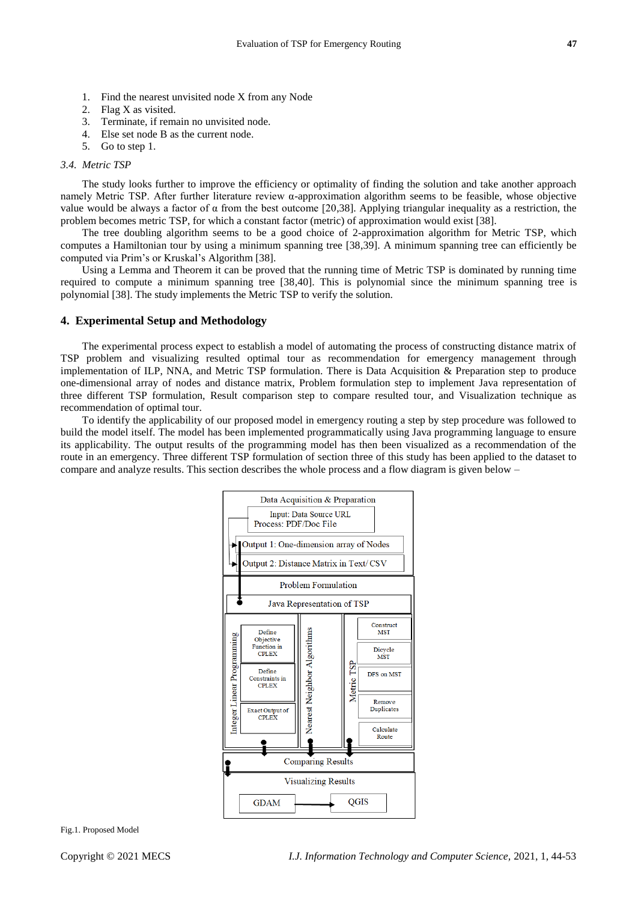1. Find the nearest unvisited node X from any Node
2. Flag X as visited.
3. Terminate, if remain no unvisited node.
4. Else set node B as the current node.
5. Go to step 1.

### *3.4. Metric TSP*

The study looks further to improve the efficiency or optimality of finding the solution and take another approach namely Metric TSP. After further literature review α-approximation algorithm seems to be feasible, whose objective value would be always a factor of α from the best outcome [20,38]. Applying triangular inequality as a restriction, the problem becomes metric TSP, for which a constant factor (metric) of approximation would exist [38].

The tree doubling algorithm seems to be a good choice of 2-approximation algorithm for Metric TSP, which computes a Hamiltonian tour by using a minimum spanning tree [38,39]. A minimum spanning tree can efficiently be computed via Prim's or Kruskal's Algorithm [38].

Using a Lemma and Theorem it can be proved that the running time of Metric TSP is dominated by running time required to compute a minimum spanning tree [38,40]. This is polynomial since the minimum spanning tree is polynomial [38]. The study implements the Metric TSP to verify the solution.

## **4. Experimental Setup and Methodology**

The experimental process expect to establish a model of automating the process of constructing distance matrix of TSP problem and visualizing resulted optimal tour as recommendation for emergency management through implementation of ILP, NNA, and Metric TSP formulation. There is Data Acquisition & Preparation step to produce one-dimensional array of nodes and distance matrix, Problem formulation step to implement Java representation of three different TSP formulation, Result comparison step to compare resulted tour, and Visualization technique as recommendation of optimal tour.

To identify the applicability of our proposed model in emergency routing a step by step procedure was followed to build the model itself. The model has been implemented programmatically using Java programming language to ensure its applicability. The output results of the programming model has then been visualized as a recommendation of the route in an emergency. Three different TSP formulation of section three of this study has been applied to the dataset to compare and analyze results. This section describes the whole process and a flow diagram is given below –

Data Acquisition & Preparation
Input: Data Source URL
Process: PDF/Doc File
Output 1: One-dimension array of Nodes
Output 2: Distance Matrix in Text/ CSV

Problem Formulation
Java Representation of TSP

Integer Linear Programming: Define Objective Function in CPLEX; Define Constraints in CPLEX; Exact Output of CPLEX
Nearest Neighbor Algorithms
Metric TSP: Construct MST; Dicycle MST; DFS on MST; Remove Duplicates; Calculate Route

Comparing Results

Visualizing Results
GDAM → QGIS

Fig.1. Proposed Model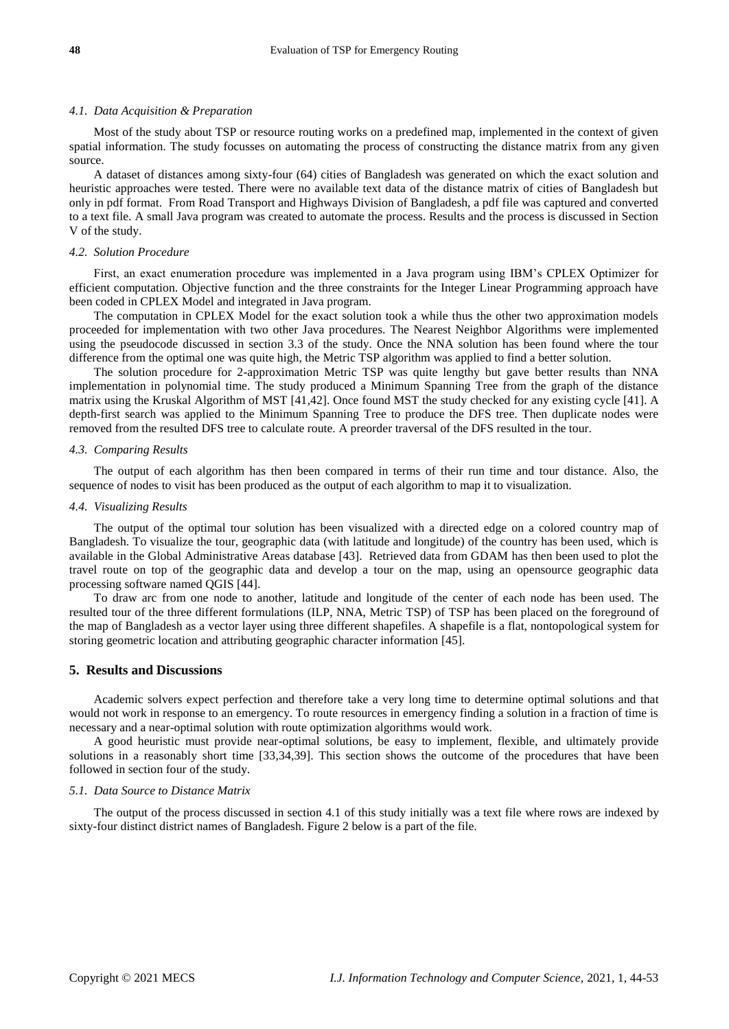#### *4.1. Data Acquisition & Preparation*

Most of the study about TSP or resource routing works on a predefined map, implemented in the context of given spatial information. The study focusses on automating the process of constructing the distance matrix from any given source.

A dataset of distances among sixty-four (64) cities of Bangladesh was generated on which the exact solution and heuristic approaches were tested. There were no available text data of the distance matrix of cities of Bangladesh but only in pdf format. From Road Transport and Highways Division of Bangladesh, a pdf file was captured and converted to a text file. A small Java program was created to automate the process. Results and the process is discussed in Section V of the study.

#### *4.2. Solution Procedure*

First, an exact enumeration procedure was implemented in a Java program using IBM's CPLEX Optimizer for efficient computation. Objective function and the three constraints for the Integer Linear Programming approach have been coded in CPLEX Model and integrated in Java program.

The computation in CPLEX Model for the exact solution took a while thus the other two approximation models proceeded for implementation with two other Java procedures. The Nearest Neighbor Algorithms were implemented using the pseudocode discussed in section 3.3 of the study. Once the NNA solution has been found where the tour difference from the optimal one was quite high, the Metric TSP algorithm was applied to find a better solution.

The solution procedure for 2-approximation Metric TSP was quite lengthy but gave better results than NNA implementation in polynomial time. The study produced a Minimum Spanning Tree from the graph of the distance matrix using the Kruskal Algorithm of MST [41,42]. Once found MST the study checked for any existing cycle [41]. A depth-first search was applied to the Minimum Spanning Tree to produce the DFS tree. Then duplicate nodes were removed from the resulted DFS tree to calculate route. A preorder traversal of the DFS resulted in the tour.

#### *4.3. Comparing Results*

The output of each algorithm has then been compared in terms of their run time and tour distance. Also, the sequence of nodes to visit has been produced as the output of each algorithm to map it to visualization.

#### *4.4. Visualizing Results*

The output of the optimal tour solution has been visualized with a directed edge on a colored country map of Bangladesh. To visualize the tour, geographic data (with latitude and longitude) of the country has been used, which is available in the Global Administrative Areas database [43]. Retrieved data from GDAM has then been used to plot the travel route on top of the geographic data and develop a tour on the map, using an opensource geographic data processing software named QGIS [44].

To draw arc from one node to another, latitude and longitude of the center of each node has been used. The resulted tour of the three different formulations (ILP, NNA, Metric TSP) of TSP has been placed on the foreground of the map of Bangladesh as a vector layer using three different shapefiles. A shapefile is a flat, nontopological system for storing geometric location and attributing geographic character information [45].

## 5. Results and Discussions

Academic solvers expect perfection and therefore take a very long time to determine optimal solutions and that would not work in response to an emergency. To route resources in emergency finding a solution in a fraction of time is necessary and a near-optimal solution with route optimization algorithms would work.

A good heuristic must provide near-optimal solutions, be easy to implement, flexible, and ultimately provide solutions in a reasonably short time [33,34,39]. This section shows the outcome of the procedures that have been followed in section four of the study.

#### *5.1. Data Source to Distance Matrix*

The output of the process discussed in section 4.1 of this study initially was a text file where rows are indexed by sixty-four distinct district names of Bangladesh. Figure 2 below is a part of the file.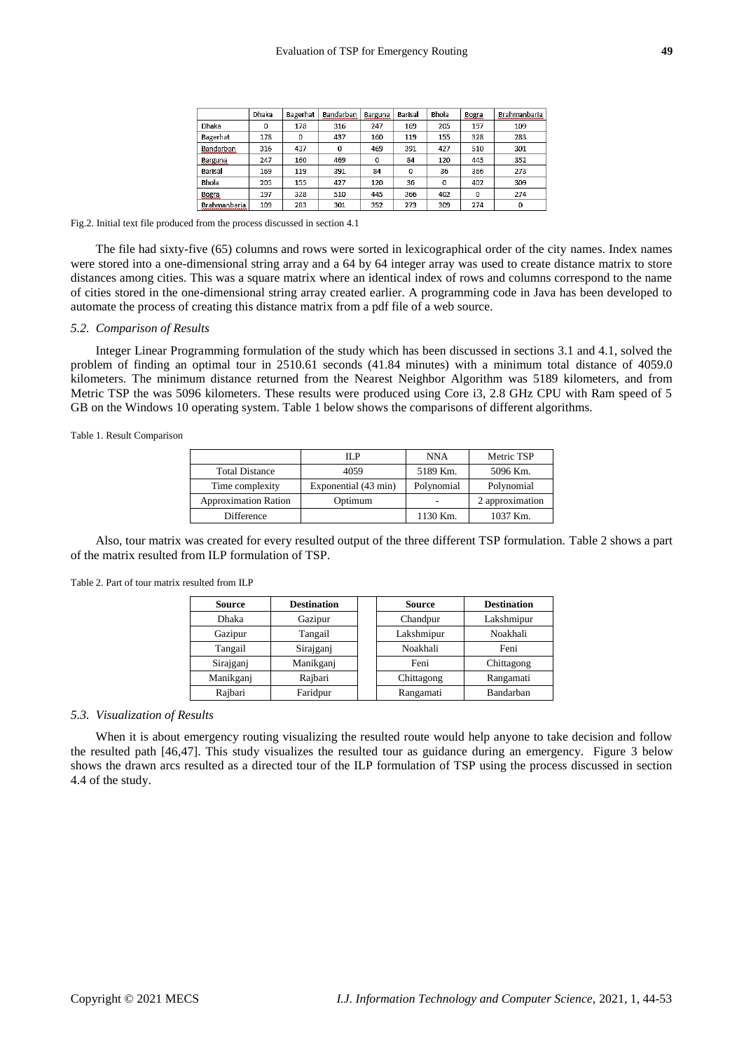|  | Dhaka | Bagerhat | Bandarban | Barguna | Barisal | Bhola | Bogra | Brahmanbaria |
|---|---|---|---|---|---|---|---|---|
| Dhaka | 0 | 178 | 316 | 247 | 169 | 205 | 197 | 109 |
| Bagerhat | 178 | 0 | 437 | 160 | 119 | 155 | 328 | 283 |
| Bandarban | 316 | 437 | 0 | 469 | 391 | 427 | 510 | 301 |
| Barguna | 247 | 160 | 469 | 0 | 84 | 120 | 445 | 352 |
| Barisal | 169 | 119 | 391 | 84 | 0 | 36 | 366 | 273 |
| Bhola | 205 | 155 | 427 | 120 | 36 | 0 | 402 | 309 |
| Bogra | 197 | 328 | 510 | 445 | 366 | 402 | 0 | 274 |
| Brahmanbaria | 109 | 283 | 301 | 352 | 273 | 309 | 274 | 0 |

Fig.2. Initial text file produced from the process discussed in section 4.1

The file had sixty-five (65) columns and rows were sorted in lexicographical order of the city names. Index names were stored into a one-dimensional string array and a 64 by 64 integer array was used to create distance matrix to store distances among cities. This was a square matrix where an identical index of rows and columns correspond to the name of cities stored in the one-dimensional string array created earlier. A programming code in Java has been developed to automate the process of creating this distance matrix from a pdf file of a web source.

### *5.2. Comparison of Results*

Integer Linear Programming formulation of the study which has been discussed in sections 3.1 and 4.1, solved the problem of finding an optimal tour in 2510.61 seconds (41.84 minutes) with a minimum total distance of 4059.0 kilometers. The minimum distance returned from the Nearest Neighbor Algorithm was 5189 kilometers, and from Metric TSP the was 5096 kilometers. These results were produced using Core i3, 2.8 GHz CPU with Ram speed of 5 GB on the Windows 10 operating system. Table 1 below shows the comparisons of different algorithms.

Table 1. Result Comparison

|  | ILP | NNA | Metric TSP |
|---|---|---|---|
| Total Distance | 4059 | 5189 Km. | 5096 Km. |
| Time complexity | Exponential (43 min) | Polynomial | Polynomial |
| Approximation Ration | Optimum | - | 2 approximation |
| Difference |  | 1130 Km. | 1037 Km. |

Also, tour matrix was created for every resulted output of the three different TSP formulation. Table 2 shows a part of the matrix resulted from ILP formulation of TSP.

Table 2. Part of tour matrix resulted from ILP

| Source | Destination |  | Source | Destination |
|---|---|---|---|---|
| Dhaka | Gazipur |  | Chandpur | Lakshmipur |
| Gazipur | Tangail |  | Lakshmipur | Noakhali |
| Tangail | Sirajganj |  | Noakhali | Feni |
| Sirajganj | Manikganj |  | Feni | Chittagong |
| Manikganj | Rajbari |  | Chittagong | Rangamati |
| Rajbari | Faridpur |  | Rangamati | Bandarban |

### *5.3. Visualization of Results*

When it is about emergency routing visualizing the resulted route would help anyone to take decision and follow the resulted path [46,47]. This study visualizes the resulted tour as guidance during an emergency. Figure 3 below shows the drawn arcs resulted as a directed tour of the ILP formulation of TSP using the process discussed in section 4.4 of the study.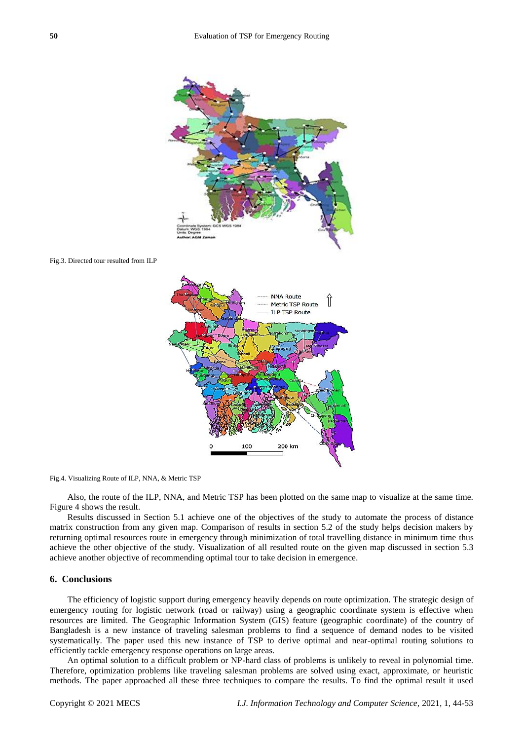Fig.3. Directed tour resulted from ILP

Fig.4. Visualizing Route of ILP, NNA, & Metric TSP

Also, the route of the ILP, NNA, and Metric TSP has been plotted on the same map to visualize at the same time. Figure 4 shows the result.

Results discussed in Section 5.1 achieve one of the objectives of the study to automate the process of distance matrix construction from any given map. Comparison of results in section 5.2 of the study helps decision makers by returning optimal resources route in emergency through minimization of total travelling distance in minimum time thus achieve the other objective of the study. Visualization of all resulted route on the given map discussed in section 5.3 achieve another objective of recommending optimal tour to take decision in emergence.

## 6. Conclusions

The efficiency of logistic support during emergency heavily depends on route optimization. The strategic design of emergency routing for logistic network (road or railway) using a geographic coordinate system is effective when resources are limited. The Geographic Information System (GIS) feature (geographic coordinate) of the country of Bangladesh is a new instance of traveling salesman problems to find a sequence of demand nodes to be visited systematically. The paper used this new instance of TSP to derive optimal and near-optimal routing solutions to efficiently tackle emergency response operations on large areas.

An optimal solution to a difficult problem or NP-hard class of problems is unlikely to reveal in polynomial time. Therefore, optimization problems like traveling salesman problems are solved using exact, approximate, or heuristic methods. The paper approached all these three techniques to compare the results. To find the optimal result it used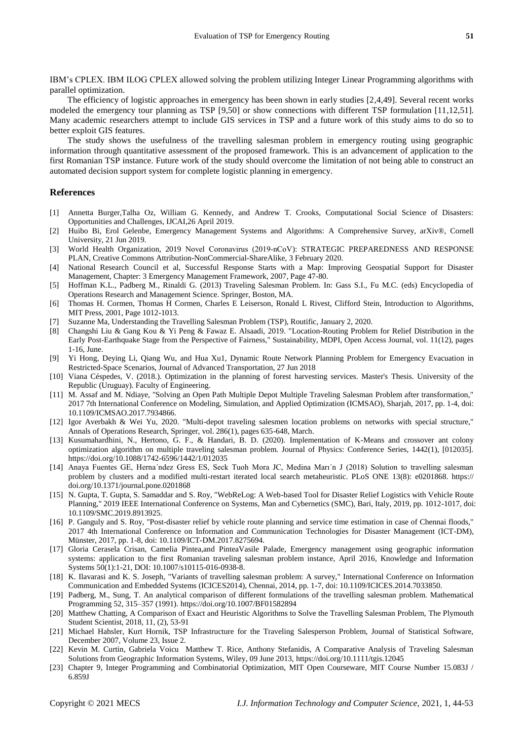IBM's CPLEX. IBM ILOG CPLEX allowed solving the problem utilizing Integer Linear Programming algorithms with parallel optimization.

The efficiency of logistic approaches in emergency has been shown in early studies [2,4,49]. Several recent works modeled the emergency tour planning as TSP [9,50] or show connections with different TSP formulation [11,12,51]. Many academic researchers attempt to include GIS services in TSP and a future work of this study aims to do so to better exploit GIS features.

The study shows the usefulness of the travelling salesman problem in emergency routing using geographic information through quantitative assessment of the proposed framework. This is an advancement of application to the first Romanian TSP instance. Future work of the study should overcome the limitation of not being able to construct an automated decision support system for complete logistic planning in emergency.

## References

[1] Annetta Burger,Talha Oz, William G. Kennedy, and Andrew T. Crooks, Computational Social Science of Disasters: Opportunities and Challenges, IJCAI,26 April 2019.

[2] Huibo Bi, Erol Gelenbe, Emergency Management Systems and Algorithms: A Comprehensive Survey, arXiv®, Cornell University, 21 Jun 2019.

[3] World Health Organization, 2019 Novel Coronavirus (2019-nCoV): STRATEGIC PREPAREDNESS AND RESPONSE PLAN, Creative Commons Attribution-NonCommercial-ShareAlike, 3 February 2020.

[4] National Research Council et al, Successful Response Starts with a Map: Improving Geospatial Support for Disaster Management, Chapter: 3 Emergency Management Framework, 2007, Page 47-80.

[5] Hoffman K.L., Padberg M., Rinaldi G. (2013) Traveling Salesman Problem. In: Gass S.I., Fu M.C. (eds) Encyclopedia of Operations Research and Management Science. Springer, Boston, MA.

[6] Thomas H. Cormen, Thomas H Cormen, Charles E Leiserson, Ronald L Rivest, Clifford Stein, Introduction to Algorithms, MIT Press, 2001, Page 1012-1013.

[7] Suzanne Ma, Understanding the Travelling Salesman Problem (TSP), Routific, January 2, 2020.

[8] Changshi Liu & Gang Kou & Yi Peng & Fawaz E. Alsaadi, 2019. "Location-Routing Problem for Relief Distribution in the Early Post-Earthquake Stage from the Perspective of Fairness," Sustainability, MDPI, Open Access Journal, vol. 11(12), pages 1-16, June.

[9] Yi Hong, Deying Li, Qiang Wu, and Hua Xu1, Dynamic Route Network Planning Problem for Emergency Evacuation in Restricted-Space Scenarios, Journal of Advanced Transportation, 27 Jun 2018

[10] Viana Céspedes, V. (2018.). Optimization in the planning of forest harvesting services. Master's Thesis. University of the Republic (Uruguay). Faculty of Engineering.

[11] M. Assaf and M. Ndiaye, "Solving an Open Path Multiple Depot Multiple Traveling Salesman Problem after transformation," 2017 7th International Conference on Modeling, Simulation, and Applied Optimization (ICMSAO), Sharjah, 2017, pp. 1-4, doi: 10.1109/ICMSAO.2017.7934866.

[12] Igor Averbakh & Wei Yu, 2020. "Multi-depot traveling salesmen location problems on networks with special structure," Annals of Operations Research, Springer, vol. 286(1), pages 635-648, March.

[13] Kusumahardhini, N., Hertono, G. F., & Handari, B. D. (2020). Implementation of K-Means and crossover ant colony optimization algorithm on multiple traveling salesman problem. Journal of Physics: Conference Series, 1442(1), [012035]. https://doi.org/10.1088/1742-6596/1442/1/012035

[14] Anaya Fuentes GE, Herna´ndez Gress ES, Seck Tuoh Mora JC, Medina Marı´n J (2018) Solution to travelling salesman problem by clusters and a modified multi-restart iterated local search metaheuristic. PLoS ONE 13(8): e0201868. https:// doi.org/10.1371/journal.pone.0201868

[15] N. Gupta, T. Gupta, S. Samaddar and S. Roy, "WebReLog: A Web-based Tool for Disaster Relief Logistics with Vehicle Route Planning," 2019 IEEE International Conference on Systems, Man and Cybernetics (SMC), Bari, Italy, 2019, pp. 1012-1017, doi: 10.1109/SMC.2019.8913925.

[16] P. Ganguly and S. Roy, "Post-disaster relief by vehicle route planning and service time estimation in case of Chennai floods," 2017 4th International Conference on Information and Communication Technologies for Disaster Management (ICT-DM), Münster, 2017, pp. 1-8, doi: 10.1109/ICT-DM.2017.8275694.

[17] Gloria Cerasela Crisan, Camelia Pintea,and PinteaVasile Palade, Emergency management using geographic information systems: application to the first Romanian traveling salesman problem instance, April 2016, Knowledge and Information Systems 50(1):1-21, DOI: 10.1007/s10115-016-0938-8.

[18] K. Ilavarasi and K. S. Joseph, "Variants of travelling salesman problem: A survey," International Conference on Information Communication and Embedded Systems (ICICES2014), Chennai, 2014, pp. 1-7, doi: 10.1109/ICICES.2014.7033850.

[19] Padberg, M., Sung, T. An analytical comparison of different formulations of the travelling salesman problem. Mathematical Programming 52, 315–357 (1991). https://doi.org/10.1007/BF01582894

[20] Matthew Chatting, A Comparison of Exact and Heuristic Algorithms to Solve the Travelling Salesman Problem, The Plymouth Student Scientist, 2018, 11, (2), 53-91

[21] Michael Hahsler, Kurt Hornik, TSP Infrastructure for the Traveling Salesperson Problem, Journal of Statistical Software, December 2007, Volume 23, Issue 2.

[22] Kevin M. Curtin, Gabriela Voicu Matthew T. Rice, Anthony Stefanidis, A Comparative Analysis of Traveling Salesman Solutions from Geographic Information Systems, Wiley, 09 June 2013, https://doi.org/10.1111/tgis.12045

[23] Chapter 9, Integer Programming and Combinatorial Optimization, MIT Open Courseware, MIT Course Number 15.083J / 6.859J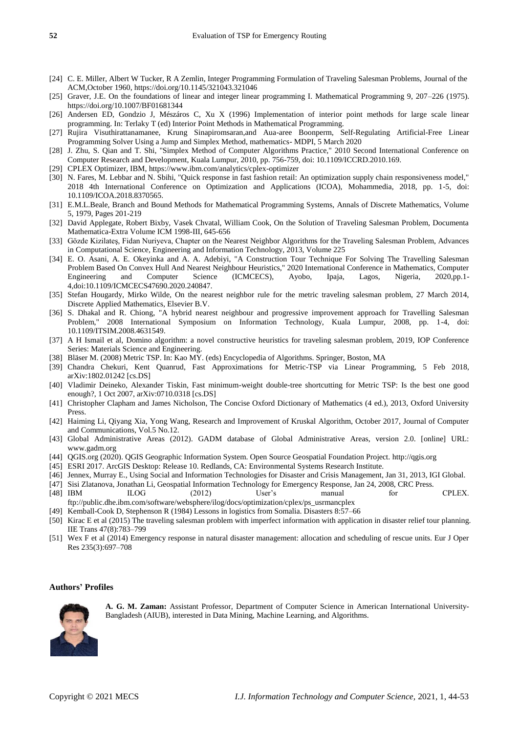[24] C. E. Miller, Albert W Tucker, R A Zemlin, Integer Programming Formulation of Traveling Salesman Problems, Journal of the ACM,October 1960, https://doi.org/10.1145/321043.321046

[25] Graver, J.E. On the foundations of linear and integer linear programming I. Mathematical Programming 9, 207–226 (1975). https://doi.org/10.1007/BF01681344

[26] Andersen ED, Gondzio J, Mészáros C, Xu X (1996) Implementation of interior point methods for large scale linear programming. In: Terlaky T (ed) Interior Point Methods in Mathematical Programming.

[27] Rujira Visuthirattanamanee, Krung Sinapiromsaran,and Aua-aree Boonperm, Self-Regulating Artificial-Free Linear Programming Solver Using a Jump and Simplex Method, mathematics- MDPI, 5 March 2020

[28] J. Zhu, S. Qian and T. Shi, "Simplex Method of Computer Algorithms Practice," 2010 Second International Conference on Computer Research and Development, Kuala Lumpur, 2010, pp. 756-759, doi: 10.1109/ICCRD.2010.169.

[29] CPLEX Optimizer, IBM, https://www.ibm.com/analytics/cplex-optimizer

[30] N. Fares, M. Lebbar and N. Sbihi, "Quick response in fast fashion retail: An optimization supply chain responsiveness model," 2018 4th International Conference on Optimization and Applications (ICOA), Mohammedia, 2018, pp. 1-5, doi: 10.1109/ICOA.2018.8370565.

[31] E.M.L.Beale, Branch and Bound Methods for Mathematical Programming Systems, Annals of Discrete Mathematics, Volume 5, 1979, Pages 201-219

[32] David Applegate, Robert Bixby, Vasek Chvatal, William Cook, On the Solution of Traveling Salesman Problem, Documenta Mathematica-Extra Volume ICM 1998-III, 645-656

[33] Gözde Kizilateş, Fidan Nuriyeva, Chapter on the Nearest Neighbor Algorithms for the Traveling Salesman Problem, Advances in Computational Science, Engineering and Information Technology, 2013, Volume 225

[34] E. O. Asani, A. E. Okeyinka and A. A. Adebiyi, "A Construction Tour Technique For Solving The Travelling Salesman Problem Based On Convex Hull And Nearest Neighbour Heuristics," 2020 International Conference in Mathematics, Computer Engineering and Computer Science (ICMCECS), Ayobo, Ipaja, Lagos, Nigeria, 2020,pp.1-4,doi:10.1109/ICMCECS47690.2020.240847.

[35] Stefan Hougardy, Mirko Wilde, On the nearest neighbor rule for the metric traveling salesman problem, 27 March 2014, Discrete Applied Mathematics, Elsevier B.V.

[36] S. Dhakal and R. Chiong, "A hybrid nearest neighbour and progressive improvement approach for Travelling Salesman Problem," 2008 International Symposium on Information Technology, Kuala Lumpur, 2008, pp. 1-4, doi: 10.1109/ITSIM.2008.4631549.

[37] A H Ismail et al, Domino algorithm: a novel constructive heuristics for traveling salesman problem, 2019, IOP Conference Series: Materials Science and Engineering.

[38] Bläser M. (2008) Metric TSP. In: Kao MY. (eds) Encyclopedia of Algorithms. Springer, Boston, MA

[39] Chandra Chekuri, Kent Quanrud, Fast Approximations for Metric-TSP via Linear Programming, 5 Feb 2018, arXiv:1802.01242 [cs.DS]

[40] Vladimir Deineko, Alexander Tiskin, Fast minimum-weight double-tree shortcutting for Metric TSP: Is the best one good enough?, 1 Oct 2007, arXiv:0710.0318 [cs.DS]

[41] Christopher Clapham and James Nicholson, The Concise Oxford Dictionary of Mathematics (4 ed.), 2013, Oxford University Press.

[42] Haiming Li, Qiyang Xia, Yong Wang, Research and Improvement of Kruskal Algorithm, October 2017, Journal of Computer and Communications, Vol.5 No.12.

[43] Global Administrative Areas (2012). GADM database of Global Administrative Areas, version 2.0. [online] URL: www.gadm.org

[44] QGIS.org (2020). QGIS Geographic Information System. Open Source Geospatial Foundation Project. http://qgis.org

[45] ESRI 2017. ArcGIS Desktop: Release 10. Redlands, CA: Environmental Systems Research Institute.

[46] Jennex, Murray E., Using Social and Information Technologies for Disaster and Crisis Management, Jan 31, 2013, IGI Global.

[47] Sisi Zlatanova, Jonathan Li, Geospatial Information Technology for Emergency Response, Jan 24, 2008, CRC Press.

[48] IBM ILOG (2012) User's manual for CPLEX. ftp://public.dhe.ibm.com/software/websphere/ilog/docs/optimization/cplex/ps_usrmancplex

[49] Kemball-Cook D, Stephenson R (1984) Lessons in logistics from Somalia. Disasters 8:57–66

[50] Kirac E et al (2015) The traveling salesman problem with imperfect information with application in disaster relief tour planning. IIE Trans 47(8):783–799

[51] Wex F et al (2014) Emergency response in natural disaster management: allocation and scheduling of rescue units. Eur J Oper Res 235(3):697–708

### Authors' Profiles

**A. G. M. Zaman:** Assistant Professor, Department of Computer Science in American International University-Bangladesh (AIUB), interested in Data Mining, Machine Learning, and Algorithms.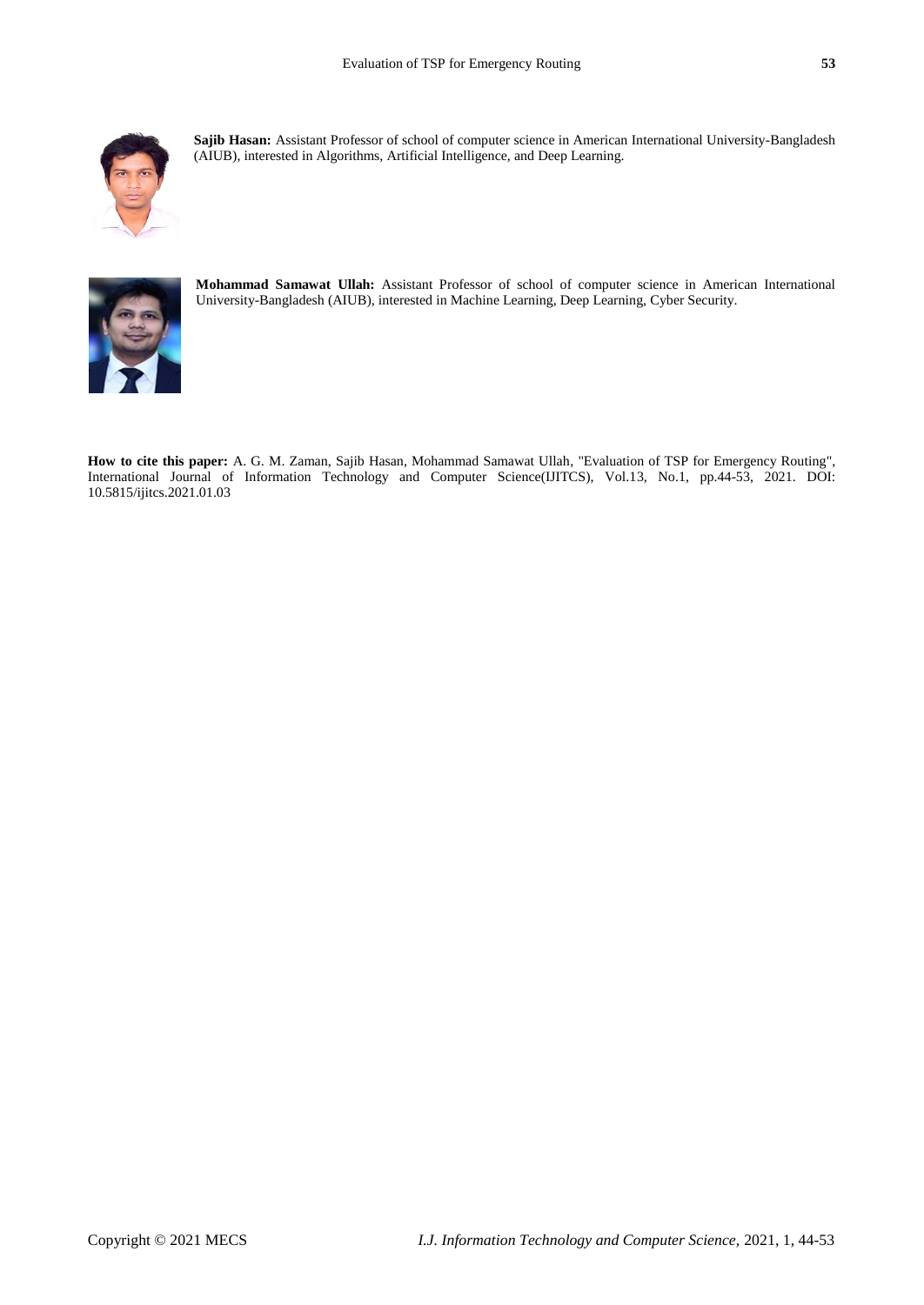**Sajib Hasan:** Assistant Professor of school of computer science in American International University-Bangladesh (AIUB), interested in Algorithms, Artificial Intelligence, and Deep Learning.

**Mohammad Samawat Ullah:** Assistant Professor of school of computer science in American International University-Bangladesh (AIUB), interested in Machine Learning, Deep Learning, Cyber Security.

**How to cite this paper:** A. G. M. Zaman, Sajib Hasan, Mohammad Samawat Ullah, "Evaluation of TSP for Emergency Routing", International Journal of Information Technology and Computer Science(IJITCS), Vol.13, No.1, pp.44-53, 2021. DOI: 10.5815/ijitcs.2021.01.03